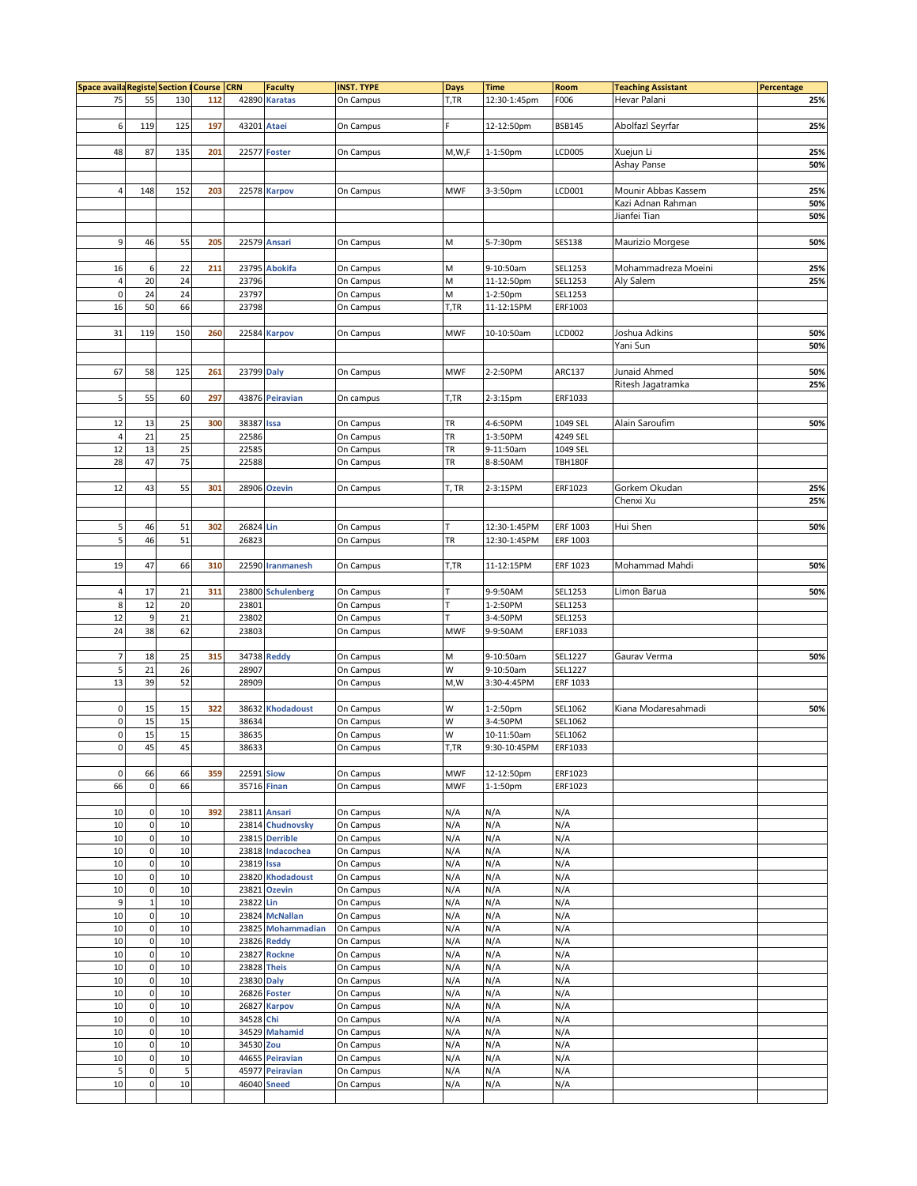| Space availa | Registe | Section l | Course | CRN | Faculty | INST. TYPE | Days | Time | Room | Teaching Assistant | Percentage |
|---|---|---|---|---|---|---|---|---|---|---|---|
| 75 | 55 | 130 | 112 | 42890 | Karatas | On Campus | T,TR | 12:30-1:45pm | F006 | Hevar Palani | 25% |
| | | | | | | | | | | | |
| 6 | 119 | 125 | 197 | 43201 | Ataei | On Campus | F | 12-12:50pm | BSB145 | Abolfazl Seyrfar | 25% |
| | | | | | | | | | | | |
| 48 | 87 | 135 | 201 | 22577 | Foster | On Campus | M,W,F | 1-1:50pm | LCD005 | Xuejun Li | 25% |
| | | | | | | | | | | Ashay Panse | 50% |
| | | | | | | | | | | | |
| 4 | 148 | 152 | 203 | 22578 | Karpov | On Campus | MWF | 3-3:50pm | LCD001 | Mounir Abbas Kassem | 25% |
| | | | | | | | | | | Kazi Adnan Rahman | 50% |
| | | | | | | | | | | Jianfei Tian | 50% |
| | | | | | | | | | | | |
| 9 | 46 | 55 | 205 | 22579 | Ansari | On Campus | M | 5-7:30pm | SES138 | Maurizio Morgese | 50% |
| | | | | | | | | | | | |
| 16 | 6 | 22 | 211 | 23795 | Abokifa | On Campus | M | 9-10:50am | SEL1253 | Mohammadreza Moeini | 25% |
| 4 | 20 | 24 | | 23796 | | On Campus | M | 11-12:50pm | SEL1253 | Aly Salem | 25% |
| 0 | 24 | 24 | | 23797 | | On Campus | M | 1-2:50pm | SEL1253 | | |
| 16 | 50 | 66 | | 23798 | | On Campus | T,TR | 11-12:15PM | ERF1003 | | |
| | | | | | | | | | | | |
| 31 | 119 | 150 | 260 | 22584 | Karpov | On Campus | MWF | 10-10:50am | LCD002 | Joshua Adkins | 50% |
| | | | | | | | | | | Yani Sun | 50% |
| | | | | | | | | | | | |
| 67 | 58 | 125 | 261 | 23799 | Daly | On Campus | MWF | 2-2:50PM | ARC137 | Junaid Ahmed | 50% |
| | | | | | | | | | | Ritesh Jagatramka | 25% |
| 5 | 55 | 60 | 297 | 43876 | Peiravian | On campus | T,TR | 2-3:15pm | ERF1033 | | |
| | | | | | | | | | | | |
| 12 | 13 | 25 | 300 | 38387 | Issa | On Campus | TR | 4-6:50PM | 1049 SEL | Alain Saroufim | 50% |
| 4 | 21 | 25 | | 22586 | | On Campus | TR | 1-3:50PM | 4249 SEL | | |
| 12 | 13 | 25 | | 22585 | | On Campus | TR | 9-11:50am | 1049 SEL | | |
| 28 | 47 | 75 | | 22588 | | On Campus | TR | 8-8:50AM | TBH180F | | |
| | | | | | | | | | | | |
| 12 | 43 | 55 | 301 | 28906 | Ozevin | On Campus | T, TR | 2-3:15PM | ERF1023 | Gorkem Okudan | 25% |
| | | | | | | | | | | Chenxi Xu | 25% |
| | | | | | | | | | | | |
| 5 | 46 | 51 | 302 | 26824 | Lin | On Campus | T | 12:30-1:45PM | ERF 1003 | Hui Shen | 50% |
| 5 | 46 | 51 | | 26823 | | On Campus | TR | 12:30-1:45PM | ERF 1003 | | |
| | | | | | | | | | | | |
| 19 | 47 | 66 | 310 | 22590 | Iranmanesh | On Campus | T,TR | 11-12:15PM | ERF 1023 | Mohammad Mahdi | 50% |
| | | | | | | | | | | | |
| 4 | 17 | 21 | 311 | 23800 | Schulenberg | On Campus | T | 9-9:50AM | SEL1253 | Limon Barua | 50% |
| 8 | 12 | 20 | | 23801 | | On Campus | T | 1-2:50PM | SEL1253 | | |
| 12 | 9 | 21 | | 23802 | | On Campus | T | 3-4:50PM | SEL1253 | | |
| 24 | 38 | 62 | | 23803 | | On Campus | MWF | 9-9:50AM | ERF1033 | | |
| | | | | | | | | | | | |
| 7 | 18 | 25 | 315 | 34738 | Reddy | On Campus | M | 9-10:50am | SEL1227 | Gaurav Verma | 50% |
| 5 | 21 | 26 | | 28907 | | On Campus | W | 9-10:50am | SEL1227 | | |
| 13 | 39 | 52 | | 28909 | | On Campus | M,W | 3:30-4:45PM | ERF 1033 | | |
| | | | | | | | | | | | |
| 0 | 15 | 15 | 322 | 38632 | Khodadoust | On Campus | W | 1-2:50pm | SEL1062 | Kiana Modaresahmadi | 50% |
| 0 | 15 | 15 | | 38634 | | On Campus | W | 3-4:50PM | SEL1062 | | |
| 0 | 15 | 15 | | 38635 | | On Campus | W | 10-11:50am | SEL1062 | | |
| 0 | 45 | 45 | | 38633 | | On Campus | T,TR | 9:30-10:45PM | ERF1033 | | |
| | | | | | | | | | | | |
| 0 | 66 | 66 | 359 | 22591 | Siow | On Campus | MWF | 12-12:50pm | ERF1023 | | |
| 66 | 0 | 66 | | 35716 | Finan | On Campus | MWF | 1-1:50pm | ERF1023 | | |
| | | | | | | | | | | | |
| 10 | 0 | 10 | 392 | 23811 | Ansari | On Campus | N/A | N/A | N/A | | |
| 10 | 0 | 10 | | 23814 | Chudnovsky | On Campus | N/A | N/A | N/A | | |
| 10 | 0 | 10 | | 23815 | Derrible | On Campus | N/A | N/A | N/A | | |
| 10 | 0 | 10 | | 23818 | Indacochea | On Campus | N/A | N/A | N/A | | |
| 10 | 0 | 10 | | 23819 | Issa | On Campus | N/A | N/A | N/A | | |
| 10 | 0 | 10 | | 23820 | Khodadoust | On Campus | N/A | N/A | N/A | | |
| 10 | 0 | 10 | | 23821 | Ozevin | On Campus | N/A | N/A | N/A | | |
| 9 | 1 | 10 | | 23822 | Lin | On Campus | N/A | N/A | N/A | | |
| 10 | 0 | 10 | | 23824 | McNallan | On Campus | N/A | N/A | N/A | | |
| 10 | 0 | 10 | | 23825 | Mohammadian | On Campus | N/A | N/A | N/A | | |
| 10 | 0 | 10 | | 23826 | Reddy | On Campus | N/A | N/A | N/A | | |
| 10 | 0 | 10 | | 23827 | Rockne | On Campus | N/A | N/A | N/A | | |
| 10 | 0 | 10 | | 23828 | Theis | On Campus | N/A | N/A | N/A | | |
| 10 | 0 | 10 | | 23830 | Daly | On Campus | N/A | N/A | N/A | | |
| 10 | 0 | 10 | | 26826 | Foster | On Campus | N/A | N/A | N/A | | |
| 10 | 0 | 10 | | 26827 | Karpov | On Campus | N/A | N/A | N/A | | |
| 10 | 0 | 10 | | 34528 | Chi | On Campus | N/A | N/A | N/A | | |
| 10 | 0 | 10 | | 34529 | Mahamid | On Campus | N/A | N/A | N/A | | |
| 10 | 0 | 10 | | 34530 | Zou | On Campus | N/A | N/A | N/A | | |
| 10 | 0 | 10 | | 44655 | Peiravian | On Campus | N/A | N/A | N/A | | |
| 5 | 0 | 5 | | 45977 | Peiravian | On Campus | N/A | N/A | N/A | | |
| 10 | 0 | 10 | | 46040 | Sneed | On Campus | N/A | N/A | N/A | | |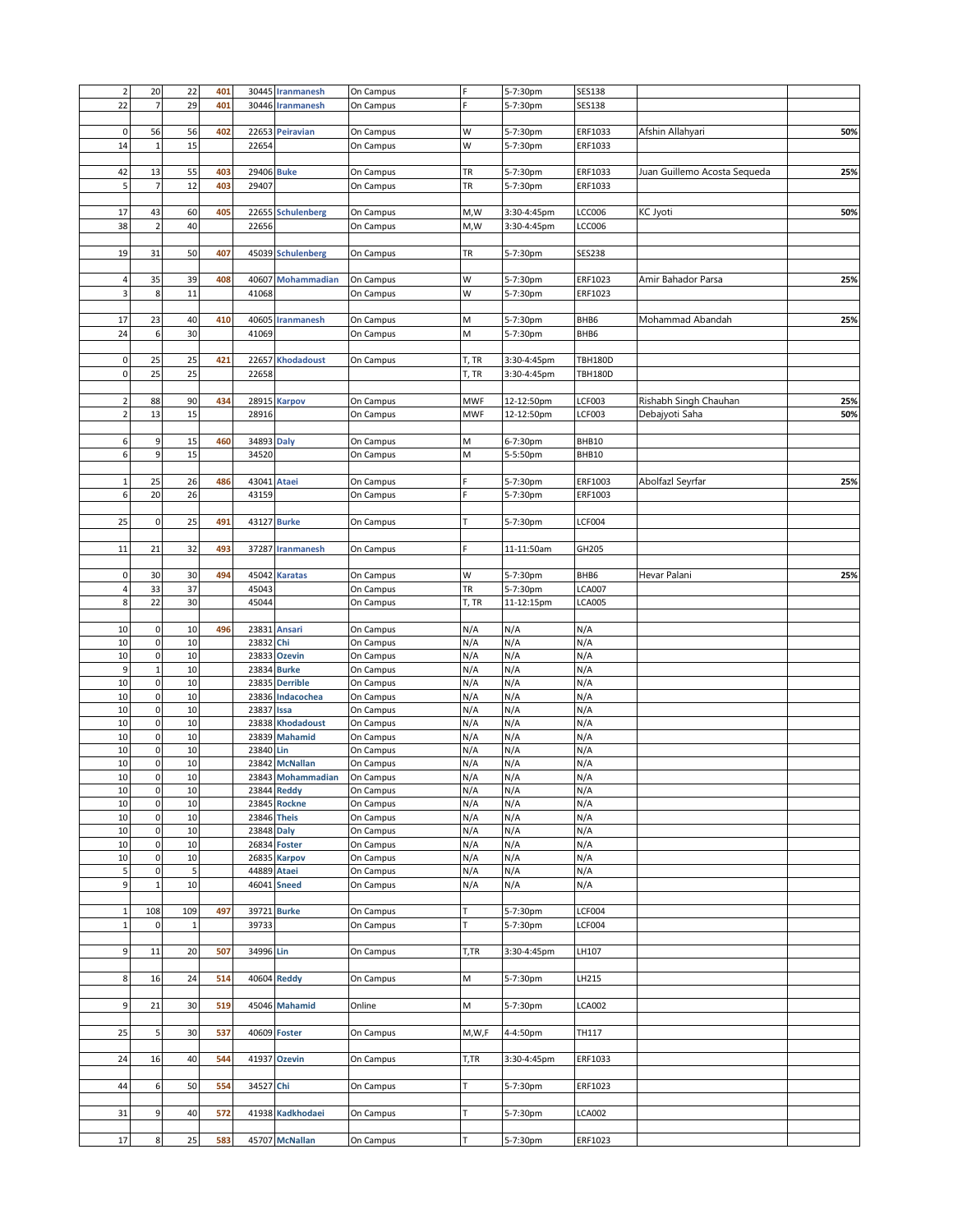| | | | | | | | | | | | |
|---|---|---|---|---|---|---|---|---|---|---|---|
| 2 | 20 | 22 | 401 | 30445 | Iranmanesh | On Campus | F | 5-7:30pm | SES138 | | |
| 22 | 7 | 29 | 401 | 30446 | Iranmanesh | On Campus | F | 5-7:30pm | SES138 | | |
| | | | | | | | | | | | |
| 0 | 56 | 56 | 402 | 22653 | Peiravian | On Campus | W | 5-7:30pm | ERF1033 | Afshin Allahyari | 50% |
| 14 | 1 | 15 | | 22654 | | On Campus | W | 5-7:30pm | ERF1033 | | |
| | | | | | | | | | | | |
| 42 | 13 | 55 | 403 | 29406 | Buke | On Campus | TR | 5-7:30pm | ERF1033 | Juan Guillemo Acosta Sequeda | 25% |
| 5 | 7 | 12 | 403 | 29407 | | On Campus | TR | 5-7:30pm | ERF1033 | | |
| | | | | | | | | | | | |
| 17 | 43 | 60 | 405 | 22655 | Schulenberg | On Campus | M,W | 3:30-4:45pm | LCC006 | KC Jyoti | 50% |
| 38 | 2 | 40 | | 22656 | | On Campus | M,W | 3:30-4:45pm | LCC006 | | |
| | | | | | | | | | | | |
| 19 | 31 | 50 | 407 | 45039 | Schulenberg | On Campus | TR | 5-7:30pm | SES238 | | |
| | | | | | | | | | | | |
| 4 | 35 | 39 | 408 | 40607 | Mohammadian | On Campus | W | 5-7:30pm | ERF1023 | Amir Bahador Parsa | 25% |
| 3 | 8 | 11 | | 41068 | | On Campus | W | 5-7:30pm | ERF1023 | | |
| | | | | | | | | | | | |
| 17 | 23 | 40 | 410 | 40605 | Iranmanesh | On Campus | M | 5-7:30pm | BHB6 | Mohammad Abandah | 25% |
| 24 | 6 | 30 | | 41069 | | On Campus | M | 5-7:30pm | BHB6 | | |
| | | | | | | | | | | | |
| 0 | 25 | 25 | 421 | 22657 | Khodadoust | On Campus | T, TR | 3:30-4:45pm | TBH180D | | |
| 0 | 25 | 25 | | 22658 | | | T, TR | 3:30-4:45pm | TBH180D | | |
| | | | | | | | | | | | |
| 2 | 88 | 90 | 434 | 28915 | Karpov | On Campus | MWF | 12-12:50pm | LCF003 | Rishabh Singh Chauhan | 25% |
| 2 | 13 | 15 | | 28916 | | On Campus | MWF | 12-12:50pm | LCF003 | Debajyoti Saha | 50% |
| | | | | | | | | | | | |
| 6 | 9 | 15 | 460 | 34893 | Daly | On Campus | M | 6-7:30pm | BHB10 | | |
| 6 | 9 | 15 | | 34520 | | On Campus | M | 5-5:50pm | BHB10 | | |
| | | | | | | | | | | | |
| 1 | 25 | 26 | 486 | 43041 | Ataei | On Campus | F | 5-7:30pm | ERF1003 | Abolfazl Seyrfar | 25% |
| 6 | 20 | 26 | | 43159 | | On Campus | F | 5-7:30pm | ERF1003 | | |
| | | | | | | | | | | | |
| 25 | 0 | 25 | 491 | 43127 | Burke | On Campus | T | 5-7:30pm | LCF004 | | |
| | | | | | | | | | | | |
| 11 | 21 | 32 | 493 | 37287 | Iranmanesh | On Campus | F | 11-11:50am | GH205 | | |
| | | | | | | | | | | | |
| 0 | 30 | 30 | 494 | 45042 | Karatas | On Campus | W | 5-7:30pm | BHB6 | Hevar Palani | 25% |
| 4 | 33 | 37 | | 45043 | | On Campus | TR | 5-7:30pm | LCA007 | | |
| 8 | 22 | 30 | | 45044 | | On Campus | T, TR | 11-12:15pm | LCA005 | | |
| | | | | | | | | | | | |
| 10 | 0 | 10 | 496 | 23831 | Ansari | On Campus | N/A | N/A | N/A | | |
| 10 | 0 | 10 | | 23832 | Chi | On Campus | N/A | N/A | N/A | | |
| 10 | 0 | 10 | | 23833 | Ozevin | On Campus | N/A | N/A | N/A | | |
| 9 | 1 | 10 | | 23834 | Burke | On Campus | N/A | N/A | N/A | | |
| 10 | 0 | 10 | | 23835 | Derrible | On Campus | N/A | N/A | N/A | | |
| 10 | 0 | 10 | | 23836 | Indacochea | On Campus | N/A | N/A | N/A | | |
| 10 | 0 | 10 | | 23837 | Issa | On Campus | N/A | N/A | N/A | | |
| 10 | 0 | 10 | | 23838 | Khodadoust | On Campus | N/A | N/A | N/A | | |
| 10 | 0 | 10 | | 23839 | Mahamid | On Campus | N/A | N/A | N/A | | |
| 10 | 0 | 10 | | 23840 | Lin | On Campus | N/A | N/A | N/A | | |
| 10 | 0 | 10 | | 23842 | McNallan | On Campus | N/A | N/A | N/A | | |
| 10 | 0 | 10 | | 23843 | Mohammadian | On Campus | N/A | N/A | N/A | | |
| 10 | 0 | 10 | | 23844 | Reddy | On Campus | N/A | N/A | N/A | | |
| 10 | 0 | 10 | | 23845 | Rockne | On Campus | N/A | N/A | N/A | | |
| 10 | 0 | 10 | | 23846 | Theis | On Campus | N/A | N/A | N/A | | |
| 10 | 0 | 10 | | 23848 | Daly | On Campus | N/A | N/A | N/A | | |
| 10 | 0 | 10 | | 26834 | Foster | On Campus | N/A | N/A | N/A | | |
| 10 | 0 | 10 | | 26835 | Karpov | On Campus | N/A | N/A | N/A | | |
| 5 | 0 | 5 | | 44889 | Ataei | On Campus | N/A | N/A | N/A | | |
| 9 | 1 | 10 | | 46041 | Sneed | On Campus | N/A | N/A | N/A | | |
| | | | | | | | | | | | |
| 1 | 108 | 109 | 497 | 39721 | Burke | On Campus | T | 5-7:30pm | LCF004 | | |
| 1 | 0 | 1 | | 39733 | | On Campus | T | 5-7:30pm | LCF004 | | |
| | | | | | | | | | | | |
| 9 | 11 | 20 | 507 | 34996 | Lin | On Campus | T,TR | 3:30-4:45pm | LH107 | | |
| | | | | | | | | | | | |
| 8 | 16 | 24 | 514 | 40604 | Reddy | On Campus | M | 5-7:30pm | LH215 | | |
| | | | | | | | | | | | |
| 9 | 21 | 30 | 519 | 45046 | Mahamid | Online | M | 5-7:30pm | LCA002 | | |
| | | | | | | | | | | | |
| 25 | 5 | 30 | 537 | 40609 | Foster | On Campus | M,W,F | 4-4:50pm | TH117 | | |
| | | | | | | | | | | | |
| 24 | 16 | 40 | 544 | 41937 | Ozevin | On Campus | T,TR | 3:30-4:45pm | ERF1033 | | |
| | | | | | | | | | | | |
| 44 | 6 | 50 | 554 | 34527 | Chi | On Campus | T | 5-7:30pm | ERF1023 | | |
| | | | | | | | | | | | |
| 31 | 9 | 40 | 572 | 41938 | Kadkhodaei | On Campus | T | 5-7:30pm | LCA002 | | |
| | | | | | | | | | | | |
| 17 | 8 | 25 | 583 | 45707 | McNallan | On Campus | T | 5-7:30pm | ERF1023 | | |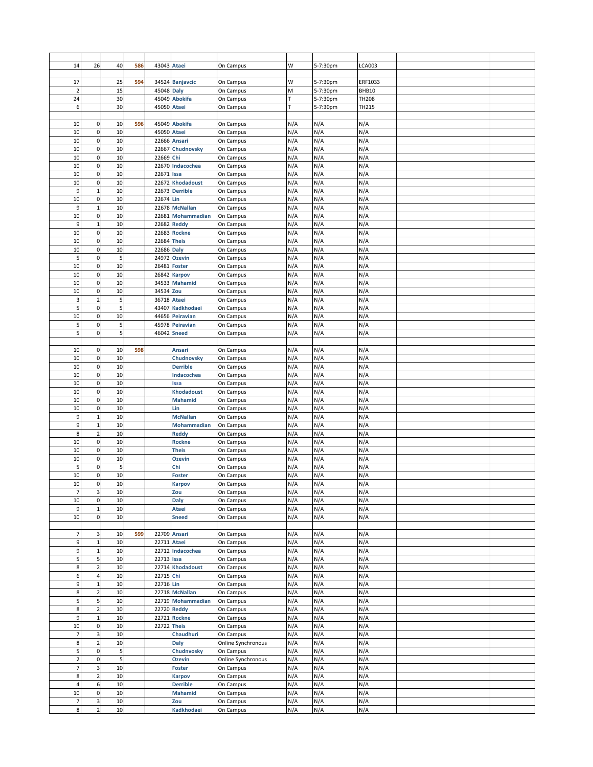| | | | | | | | | | | | |
|---|---|---|---|---|---|---|---|---|---|---|---|
| 14 | 26 | 40 | **586** | 43043 | **Ataei** | On Campus | W | 5-7:30pm | LCA003 | | |
| | | | | | | | | | | | |
| 17 | | 25 | **594** | 34524 | **Banjavcic** | On Campus | W | 5-7:30pm | ERF1033 | | |
| 2 | | 15 | | 45048 | **Daly** | On Campus | M | 5-7:30pm | BHB10 | | |
| 24 | | 30 | | 45049 | **Abokifa** | On Campus | T | 5-7:30pm | TH208 | | |
| 6 | | 30 | | 45050 | **Ataei** | On Campus | T | 5-7:30pm | TH215 | | |
| | | | | | | | | | | | |
| 10 | 0 | 10 | **596** | 45049 | **Abokifa** | On Campus | N/A | N/A | N/A | | |
| 10 | 0 | 10 | | 45050 | **Ataei** | On Campus | N/A | N/A | N/A | | |
| 10 | 0 | 10 | | 22666 | **Ansari** | On Campus | N/A | N/A | N/A | | |
| 10 | 0 | 10 | | 22667 | **Chudnovsky** | On Campus | N/A | N/A | N/A | | |
| 10 | 0 | 10 | | 22669 | **Chi** | On Campus | N/A | N/A | N/A | | |
| 10 | 0 | 10 | | 22670 | **Indacochea** | On Campus | N/A | N/A | N/A | | |
| 10 | 0 | 10 | | 22671 | **Issa** | On Campus | N/A | N/A | N/A | | |
| 10 | 0 | 10 | | 22672 | **Khodadoust** | On Campus | N/A | N/A | N/A | | |
| 9 | 1 | 10 | | 22673 | **Derrible** | On Campus | N/A | N/A | N/A | | |
| 10 | 0 | 10 | | 22674 | **Lin** | On Campus | N/A | N/A | N/A | | |
| 9 | 1 | 10 | | 22678 | **McNallan** | On Campus | N/A | N/A | N/A | | |
| 10 | 0 | 10 | | 22681 | **Mohammadian** | On Campus | N/A | N/A | N/A | | |
| 9 | 1 | 10 | | 22682 | **Reddy** | On Campus | N/A | N/A | N/A | | |
| 10 | 0 | 10 | | 22683 | **Rockne** | On Campus | N/A | N/A | N/A | | |
| 10 | 0 | 10 | | 22684 | **Theis** | On Campus | N/A | N/A | N/A | | |
| 10 | 0 | 10 | | 22686 | **Daly** | On Campus | N/A | N/A | N/A | | |
| 5 | 0 | 5 | | 24972 | **Ozevin** | On Campus | N/A | N/A | N/A | | |
| 10 | 0 | 10 | | 26481 | **Foster** | On Campus | N/A | N/A | N/A | | |
| 10 | 0 | 10 | | 26842 | **Karpov** | On Campus | N/A | N/A | N/A | | |
| 10 | 0 | 10 | | 34533 | **Mahamid** | On Campus | N/A | N/A | N/A | | |
| 10 | 0 | 10 | | 34534 | **Zou** | On Campus | N/A | N/A | N/A | | |
| 3 | 2 | 5 | | 36718 | **Ataei** | On Campus | N/A | N/A | N/A | | |
| 5 | 0 | 5 | | 43407 | **Kadkhodaei** | On Campus | N/A | N/A | N/A | | |
| 10 | 0 | 10 | | 44656 | **Peiravian** | On Campus | N/A | N/A | N/A | | |
| 5 | 0 | 5 | | 45978 | **Peiravian** | On Campus | N/A | N/A | N/A | | |
| 5 | 0 | 5 | | 46042 | **Sneed** | On Campus | N/A | N/A | N/A | | |
| | | | | | | | | | | | |
| 10 | 0 | 10 | **598** | | **Ansari** | On Campus | N/A | N/A | N/A | | |
| 10 | 0 | 10 | | | **Chudnovsky** | On Campus | N/A | N/A | N/A | | |
| 10 | 0 | 10 | | | **Derrible** | On Campus | N/A | N/A | N/A | | |
| 10 | 0 | 10 | | | **Indacochea** | On Campus | N/A | N/A | N/A | | |
| 10 | 0 | 10 | | | **Issa** | On Campus | N/A | N/A | N/A | | |
| 10 | 0 | 10 | | | **Khodadoust** | On Campus | N/A | N/A | N/A | | |
| 10 | 0 | 10 | | | **Mahamid** | On Campus | N/A | N/A | N/A | | |
| 10 | 0 | 10 | | | **Lin** | On Campus | N/A | N/A | N/A | | |
| 9 | 1 | 10 | | | **McNallan** | On Campus | N/A | N/A | N/A | | |
| 9 | 1 | 10 | | | **Mohammadian** | On Campus | N/A | N/A | N/A | | |
| 8 | 2 | 10 | | | **Reddy** | On Campus | N/A | N/A | N/A | | |
| 10 | 0 | 10 | | | **Rockne** | On Campus | N/A | N/A | N/A | | |
| 10 | 0 | 10 | | | **Theis** | On Campus | N/A | N/A | N/A | | |
| 10 | 0 | 10 | | | **Ozevin** | On Campus | N/A | N/A | N/A | | |
| 5 | 0 | 5 | | | **Chi** | On Campus | N/A | N/A | N/A | | |
| 10 | 0 | 10 | | | **Foster** | On Campus | N/A | N/A | N/A | | |
| 10 | 0 | 10 | | | **Karpov** | On Campus | N/A | N/A | N/A | | |
| 7 | 3 | 10 | | | **Zou** | On Campus | N/A | N/A | N/A | | |
| 10 | 0 | 10 | | | **Daly** | On Campus | N/A | N/A | N/A | | |
| 9 | 1 | 10 | | | **Ataei** | On Campus | N/A | N/A | N/A | | |
| 10 | 0 | 10 | | | **Sneed** | On Campus | N/A | N/A | N/A | | |
| | | | | | | | | | | | |
| 7 | 3 | 10 | **599** | 22709 | **Ansari** | On Campus | N/A | N/A | N/A | | |
| 9 | 1 | 10 | | 22711 | **Ataei** | On Campus | N/A | N/A | N/A | | |
| 9 | 1 | 10 | | 22712 | **Indacochea** | On Campus | N/A | N/A | N/A | | |
| 5 | 5 | 10 | | 22713 | **Issa** | On Campus | N/A | N/A | N/A | | |
| 8 | 2 | 10 | | 22714 | **Khodadoust** | On Campus | N/A | N/A | N/A | | |
| 6 | 4 | 10 | | 22715 | **Chi** | On Campus | N/A | N/A | N/A | | |
| 9 | 1 | 10 | | 22716 | **Lin** | On Campus | N/A | N/A | N/A | | |
| 8 | 2 | 10 | | 22718 | **McNallan** | On Campus | N/A | N/A | N/A | | |
| 5 | 5 | 10 | | 22719 | **Mohammadian** | On Campus | N/A | N/A | N/A | | |
| 8 | 2 | 10 | | 22720 | **Reddy** | On Campus | N/A | N/A | N/A | | |
| 9 | 1 | 10 | | 22721 | **Rockne** | On Campus | N/A | N/A | N/A | | |
| 10 | 0 | 10 | | 22722 | **Theis** | On Campus | N/A | N/A | N/A | | |
| 7 | 3 | 10 | | | **Chaudhuri** | On Campus | N/A | N/A | N/A | | |
| 8 | 2 | 10 | | | **Daly** | Online Synchronous | N/A | N/A | N/A | | |
| 5 | 0 | 5 | | | **Chudnvosky** | On Campus | N/A | N/A | N/A | | |
| 2 | 0 | 5 | | | **Ozevin** | Online Synchronous | N/A | N/A | N/A | | |
| 7 | 3 | 10 | | | **Foster** | On Campus | N/A | N/A | N/A | | |
| 8 | 2 | 10 | | | **Karpov** | On Campus | N/A | N/A | N/A | | |
| 4 | 6 | 10 | | | **Derrible** | On Campus | N/A | N/A | N/A | | |
| 10 | 0 | 10 | | | **Mahamid** | On Campus | N/A | N/A | N/A | | |
| 7 | 3 | 10 | | | **Zou** | On Campus | N/A | N/A | N/A | | |
| 8 | 2 | 10 | | | **Kadkhodaei** | On Campus | N/A | N/A | N/A | | |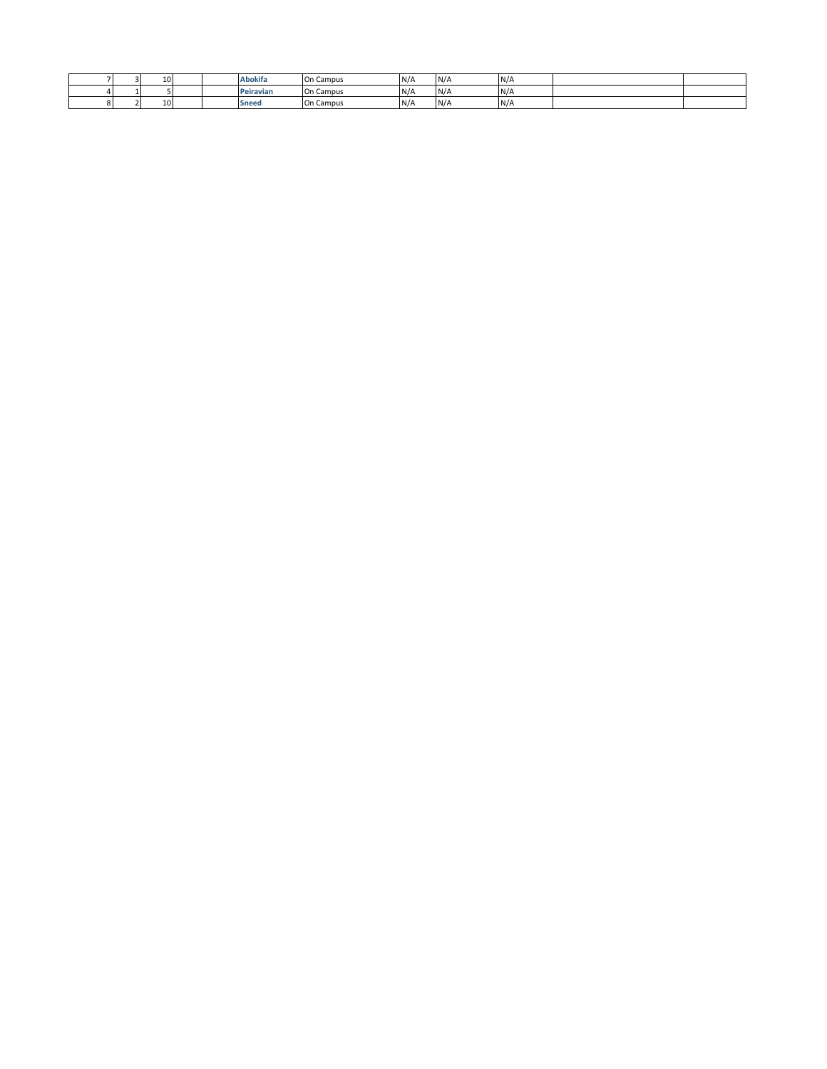| | | | | | | | | | | | |
|---|---|---|---|---|---|---|---|---|---|---|---|
| 7 | 3 | 10 | | | **Abokifa** | On Campus | N/A | N/A | N/A | | |
| 4 | 1 | 5 | | | **Peiravian** | On Campus | N/A | N/A | N/A | | |
| 8 | 2 | 10 | | | **Sneed** | On Campus | N/A | N/A | N/A | | |